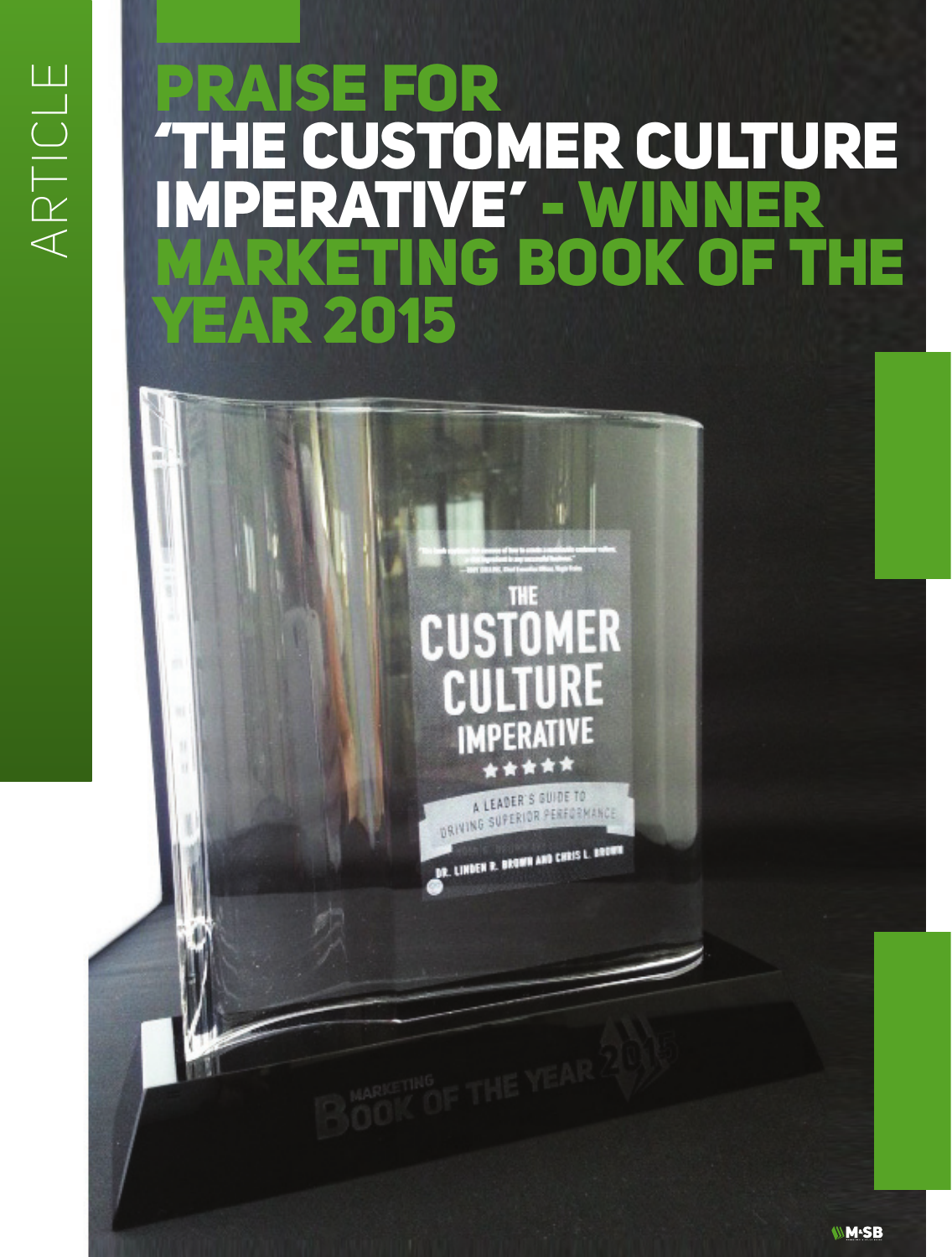ARTICLE

# PRAISE FOR 'THE CUSTOMER CULTURE IMPERATIVE' - WINNER MARKETING BOOK OF THE YEAR 2015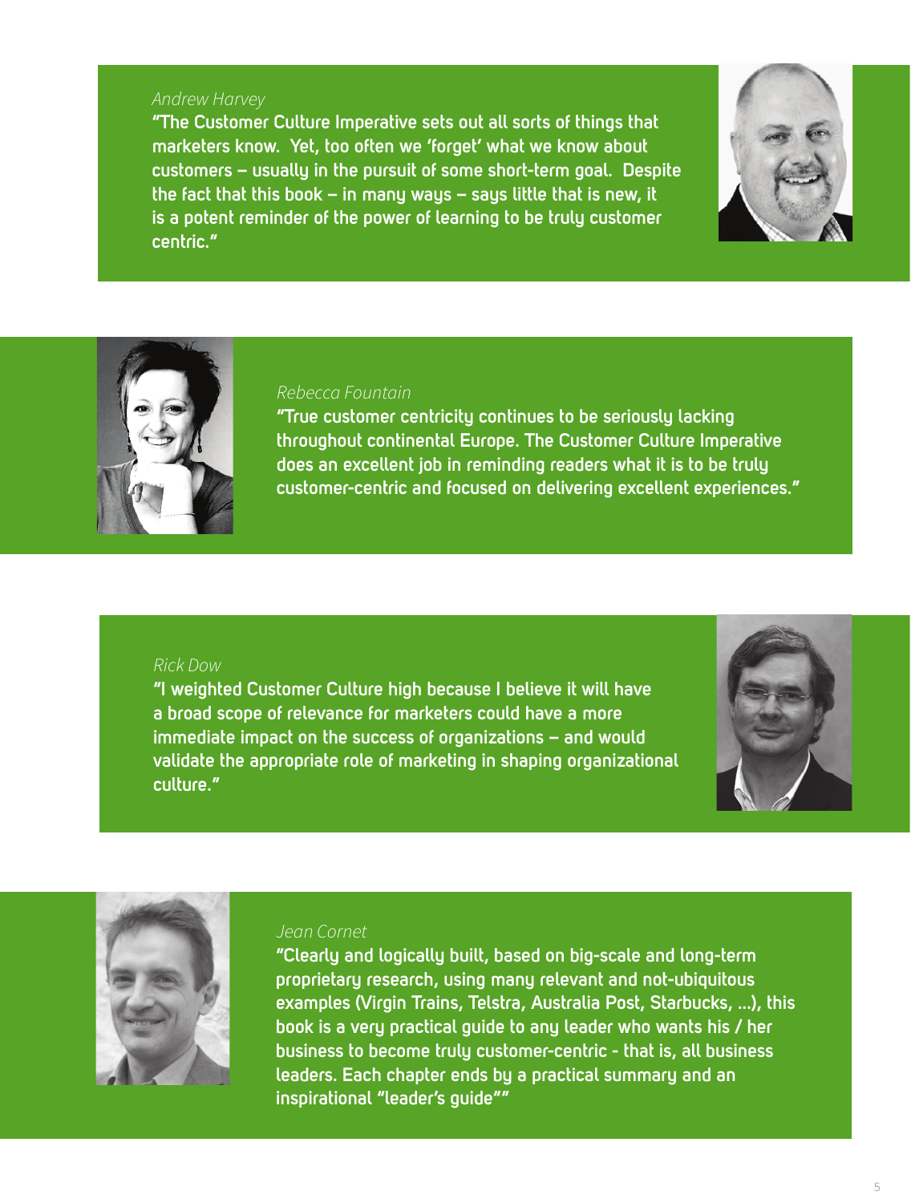*Andrew Harvey*

**"The Customer Culture Imperative sets out all sorts of things that marketers know. Yet, too often we 'forget' what we know about customers – usually in the pursuit of some short-term goal. Despite the fact that this book – in many ways – says little that is new, it is a potent reminder of the power of learning to be truly customer centric."**

*Rebecca Fountain*

**"True customer centricity continues to be seriously lacking throughout continental Europe. The Customer Culture Imperative does an excellent job in reminding readers what it is to be truly customer-centric and focused on delivering excellent experiences."**

*Rick Dow*

**"I weighted Customer Culture high because I believe it will have a broad scope of relevance for marketers could have a more immediate impact on the success of organizations – and would validate the appropriate role of marketing in shaping organizational culture."**

*Jean Cornet*

**"Clearly and logically built, based on big-scale and long-term proprietary research, using many relevant and not-ubiquitous examples (Virgin Trains, Telstra, Australia Post, Starbucks, ...), this book is a very practical guide to any leader who wants his / her business to become truly customer-centric - that is, all business leaders. Each chapter ends by a practical summary and an inspirational "leader's guide""**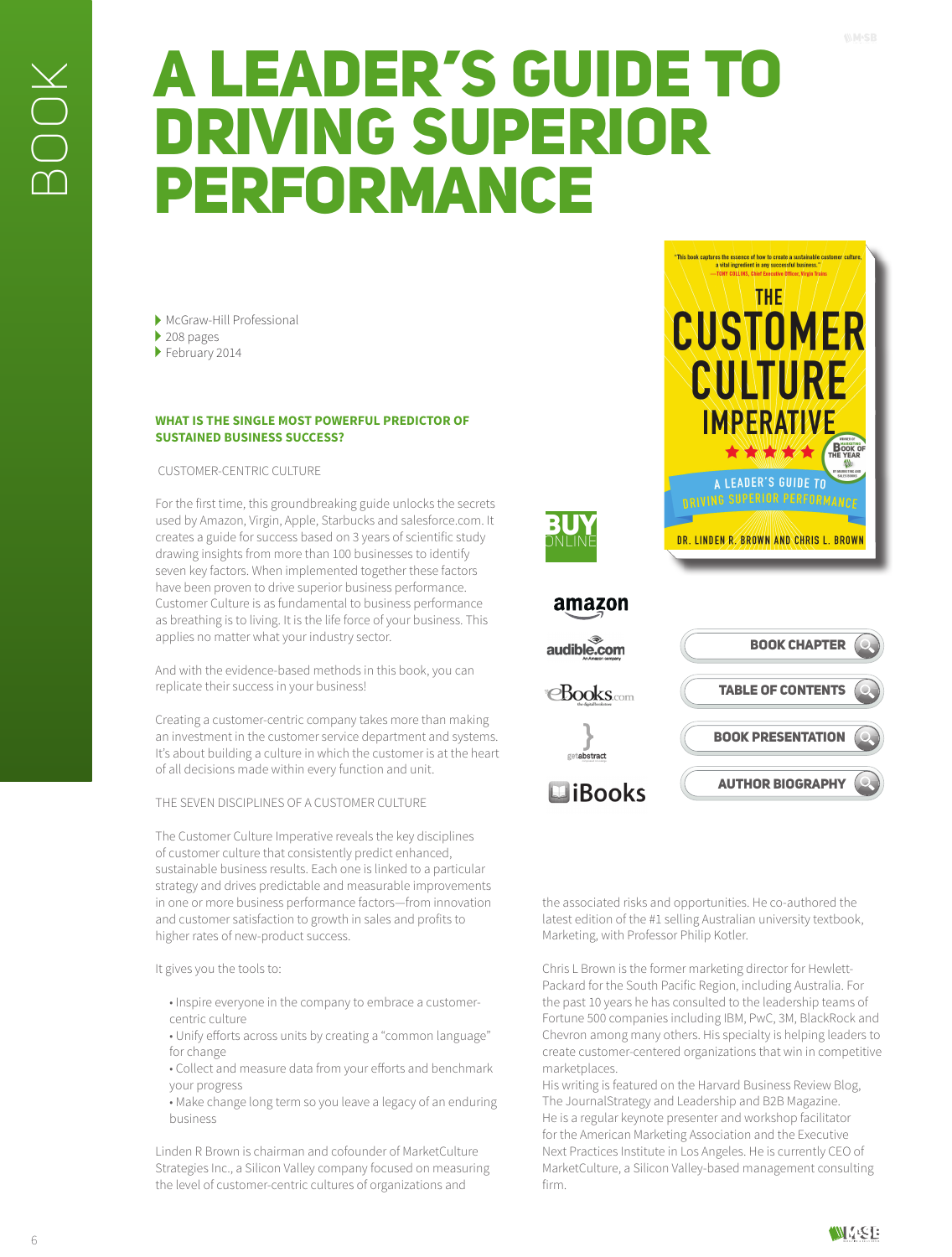BOOK

# A LEADER'S GUIDE TO DRIVING SUPERIOR PERFORMANCE

- McGraw-Hill Professional
- 208 pages
- February 2014

**WHAT IS THE SINGLE MOST POWERFUL PREDICTOR OF SUSTAINED BUSINESS SUCCESS?**

CUSTOMER-CENTRIC CULTURE

For the first time, this groundbreaking guide unlocks the secrets used by Amazon, Virgin, Apple, Starbucks and salesforce.com. It creates a guide for success based on 3 years of scientific study drawing insights from more than 100 businesses to identify seven key factors. When implemented together these factors have been proven to drive superior business performance. Customer Culture is as fundamental to business performance as breathing is to living. It is the life force of your business. This applies no matter what your industry sector.

And with the evidence-based methods in this book, you can replicate their success in your business!

Creating a customer-centric company takes more than making an investment in the customer service department and systems. It's about building a culture in which the customer is at the heart of all decisions made within every function and unit.

THE SEVEN DISCIPLINES OF A CUSTOMER CULTURE

The Customer Culture Imperative reveals the key disciplines of customer culture that consistently predict enhanced, sustainable business results. Each one is linked to a particular strategy and drives predictable and measurable improvements in one or more business performance factors—from innovation and customer satisfaction to growth in sales and profits to higher rates of new-product success.

It gives you the tools to:

- Inspire everyone in the company to embrace a customer-centric culture
- Unify efforts across units by creating a "common language" for change
- Collect and measure data from your efforts and benchmark your progress
- Make change long term so you leave a legacy of an enduring business

Linden R Brown is chairman and cofounder of MarketCulture Strategies Inc., a Silicon Valley company focused on measuring the level of customer-centric cultures of organizations and the associated risks and opportunities. He co-authored the latest edition of the #1 selling Australian university textbook, Marketing, with Professor Philip Kotler.

Chris L Brown is the former marketing director for Hewlett-Packard for the South Pacific Region, including Australia. For the past 10 years he has consulted to the leadership teams of Fortune 500 companies including IBM, PwC, 3M, BlackRock and Chevron among many others. His specialty is helping leaders to create customer-centered organizations that win in competitive marketplaces.
His writing is featured on the Harvard Business Review Blog, The JournalStrategy and Leadership and B2B Magazine.
He is a regular keynote presenter and workshop facilitator for the American Marketing Association and the Executive Next Practices Institute in Los Angeles. He is currently CEO of MarketCulture, a Silicon Valley-based management consulting firm.

BUY ONLINE

amazon
audible.com
eBooks.com
getabstract
iBooks

BOOK CHAPTER
TABLE OF CONTENTS
BOOK PRESENTATION
AUTHOR BIOGRAPHY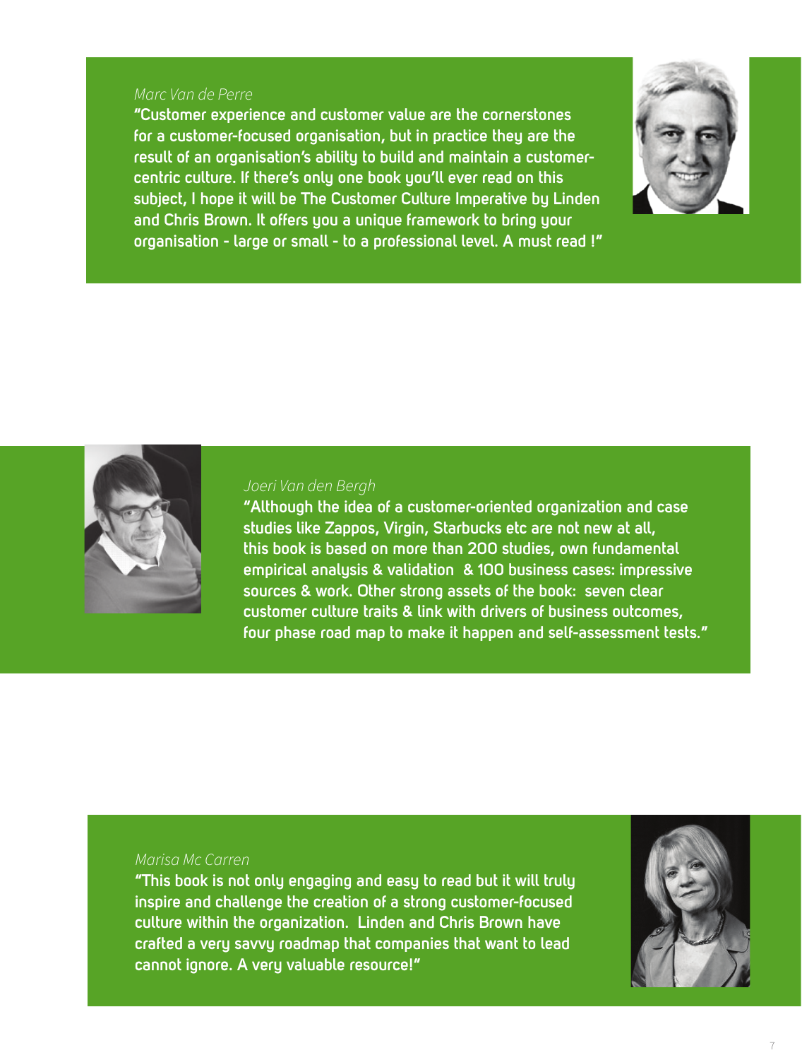*Marc Van de Perre*

**"Customer experience and customer value are the cornerstones for a customer-focused organisation, but in practice they are the result of an organisation's ability to build and maintain a customer-centric culture. If there's only one book you'll ever read on this subject, I hope it will be The Customer Culture Imperative by Linden and Chris Brown. It offers you a unique framework to bring your organisation - large or small - to a professional level. A must read !"**

*Joeri Van den Bergh*

**"Although the idea of a customer-oriented organization and case studies like Zappos, Virgin, Starbucks etc are not new at all, this book is based on more than 200 studies, own fundamental empirical analysis & validation & 100 business cases: impressive sources & work. Other strong assets of the book: seven clear customer culture traits & link with drivers of business outcomes, four phase road map to make it happen and self-assessment tests."**

*Marisa Mc Carren*

**"This book is not only engaging and easy to read but it will truly inspire and challenge the creation of a strong customer-focused culture within the organization. Linden and Chris Brown have crafted a very savvy roadmap that companies that want to lead cannot ignore. A very valuable resource!"**